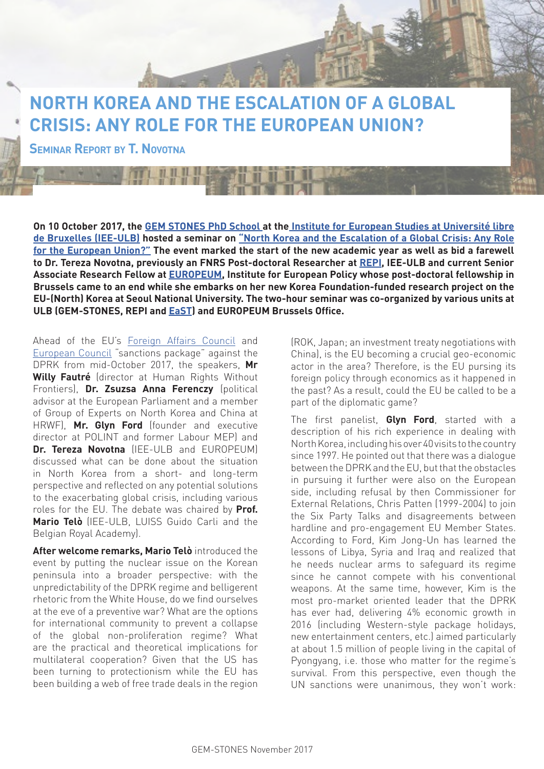# NORTH KOREA AND THE ESCALATION OF A GLOBAL CRISIS: ANY ROLE FOR THE EUROPEAN UNION?

## Seminar Report by T. Novotna

**On 10 October 2017, the GEM STONES PhD School at the Institute for European Studies at Université libre de Bruxelles (IEE-ULB) hosted a seminar on "North Korea and the Escalation of a Global Crisis: Any Role for the European Union?" The event marked the start of the new academic year as well as bid a farewell to Dr. Tereza Novotna, previously an FNRS Post-doctoral Researcher at REPI, IEE-ULB and current Senior Associate Research Fellow at EUROPEUM, Institute for European Policy whose post-doctoral fellowship in Brussels came to an end while she embarks on her new Korea Foundation-funded research project on the EU-(North) Korea at Seoul National University. The two-hour seminar was co-organized by various units at ULB (GEM-STONES, REPI and EaST) and EUROPEUM Brussels Office.**

Ahead of the EU's Foreign Affairs Council and European Council "sanctions package" against the DPRK from mid-October 2017, the speakers, **Mr Willy Fautré** (director at Human Rights Without Frontiers), **Dr. Zsuzsa Anna Ferenczy** (political advisor at the European Parliament and a member of Group of Experts on North Korea and China at HRWF), **Mr. Glyn Ford** (founder and executive director at POLINT and former Labour MEP) and **Dr. Tereza Novotna** (IEE-ULB and EUROPEUM) discussed what can be done about the situation in North Korea from a short- and long-term perspective and reflected on any potential solutions to the exacerbating global crisis, including various roles for the EU. The debate was chaired by **Prof. Mario Telò** (IEE-ULB, LUISS Guido Carli and the Belgian Royal Academy).

**After welcome remarks, Mario Telò** introduced the event by putting the nuclear issue on the Korean peninsula into a broader perspective: with the unpredictability of the DPRK regime and belligerent rhetoric from the White House, do we find ourselves at the eve of a preventive war? What are the options for international community to prevent a collapse of the global non-proliferation regime? What are the practical and theoretical implications for multilateral cooperation? Given that the US has been turning to protectionism while the EU has been building a web of free trade deals in the region (ROK, Japan; an investment treaty negotiations with China), is the EU becoming a crucial geo-economic actor in the area? Therefore, is the EU pursing its foreign policy through economics as it happened in the past? As a result, could the EU be called to be a part of the diplomatic game?

The first panelist, **Glyn Ford**, started with a description of his rich experience in dealing with North Korea, including his over 40 visits to the country since 1997. He pointed out that there was a dialogue between the DPRK and the EU, but that the obstacles in pursuing it further were also on the European side, including refusal by then Commissioner for External Relations, Chris Patten (1999-2004) to join the Six Party Talks and disagreements between hardline and pro-engagement EU Member States. According to Ford, Kim Jong-Un has learned the lessons of Libya, Syria and Iraq and realized that he needs nuclear arms to safeguard its regime since he cannot compete with his conventional weapons. At the same time, however, Kim is the most pro-market oriented leader that the DPRK has ever had, delivering 4% economic growth in 2016 (including Western-style package holidays, new entertainment centers, etc.) aimed particularly at about 1.5 million of people living in the capital of Pyongyang, i.e. those who matter for the regime's survival. From this perspective, even though the UN sanctions were unanimous, they won't work: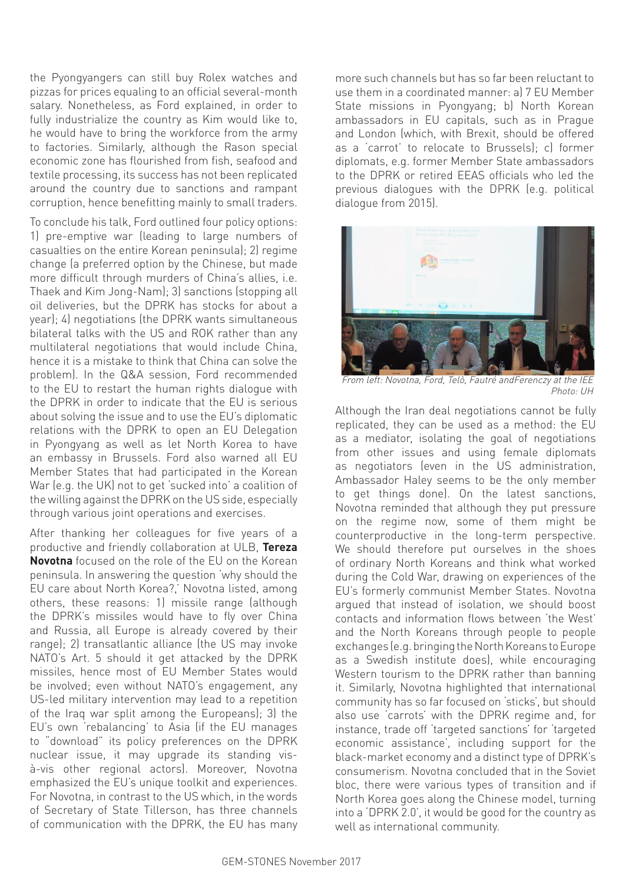the Pyongyangers can still buy Rolex watches and pizzas for prices equaling to an official several-month salary. Nonetheless, as Ford explained, in order to fully industrialize the country as Kim would like to, he would have to bring the workforce from the army to factories. Similarly, although the Rason special economic zone has flourished from fish, seafood and textile processing, its success has not been replicated around the country due to sanctions and rampant corruption, hence benefitting mainly to small traders.

To conclude his talk, Ford outlined four policy options: 1) pre-emptive war (leading to large numbers of casualties on the entire Korean peninsula); 2) regime change (a preferred option by the Chinese, but made more difficult through murders of China's allies, i.e. Thaek and Kim Jong-Nam); 3) sanctions (stopping all oil deliveries, but the DPRK has stocks for about a year); 4) negotiations (the DPRK wants simultaneous bilateral talks with the US and ROK rather than any multilateral negotiations that would include China, hence it is a mistake to think that China can solve the problem). In the Q&A session, Ford recommended to the EU to restart the human rights dialogue with the DPRK in order to indicate that the EU is serious about solving the issue and to use the EU's diplomatic relations with the DPRK to open an EU Delegation in Pyongyang as well as let North Korea to have an embassy in Brussels. Ford also warned all EU Member States that had participated in the Korean War (e.g. the UK) not to get 'sucked into' a coalition of the willing against the DPRK on the US side, especially through various joint operations and exercises.

After thanking her colleagues for five years of a productive and friendly collaboration at ULB, **Tereza Novotna** focused on the role of the EU on the Korean peninsula. In answering the question 'why should the EU care about North Korea?,' Novotna listed, among others, these reasons: 1) missile range (although the DPRK's missiles would have to fly over China and Russia, all Europe is already covered by their range); 2) transatlantic alliance (the US may invoke NATO's Art. 5 should it get attacked by the DPRK missiles, hence most of EU Member States would be involved; even without NATO's engagement, any US-led military intervention may lead to a repetition of the Iraq war split among the Europeans); 3) the EU's own 'rebalancing' to Asia (if the EU manages to "download" its policy preferences on the DPRK nuclear issue, it may upgrade its standing vis-à-vis other regional actors). Moreover, Novotna emphasized the EU's unique toolkit and experiences. For Novotna, in contrast to the US which, in the words of Secretary of State Tillerson, has three channels of communication with the DPRK, the EU has many more such channels but has so far been reluctant to use them in a coordinated manner: a) 7 EU Member State missions in Pyongyang; b) North Korean ambassadors in EU capitals, such as in Prague and London (which, with Brexit, should be offered as a 'carrot' to relocate to Brussels); c) former diplomats, e.g. former Member State ambassadors to the DPRK or retired EEAS officials who led the previous dialogues with the DPRK (e.g. political dialogue from 2015).

*From left: Novotna, Ford, Telò, Fautré andFerenczy at the IEE*
*Photo: UH*

Although the Iran deal negotiations cannot be fully replicated, they can be used as a method: the EU as a mediator, isolating the goal of negotiations from other issues and using female diplomats as negotiators (even in the US administration, Ambassador Haley seems to be the only member to get things done). On the latest sanctions, Novotna reminded that although they put pressure on the regime now, some of them might be counterproductive in the long-term perspective. We should therefore put ourselves in the shoes of ordinary North Koreans and think what worked during the Cold War, drawing on experiences of the EU's formerly communist Member States. Novotna argued that instead of isolation, we should boost contacts and information flows between 'the West' and the North Koreans through people to people exchanges (e.g. bringing the North Koreans to Europe as a Swedish institute does), while encouraging Western tourism to the DPRK rather than banning it. Similarly, Novotna highlighted that international community has so far focused on 'sticks', but should also use 'carrots' with the DPRK regime and, for instance, trade off 'targeted sanctions' for 'targeted economic assistance', including support for the black-market economy and a distinct type of DPRK's consumerism. Novotna concluded that in the Soviet bloc, there were various types of transition and if North Korea goes along the Chinese model, turning into a 'DPRK 2.0', it would be good for the country as well as international community.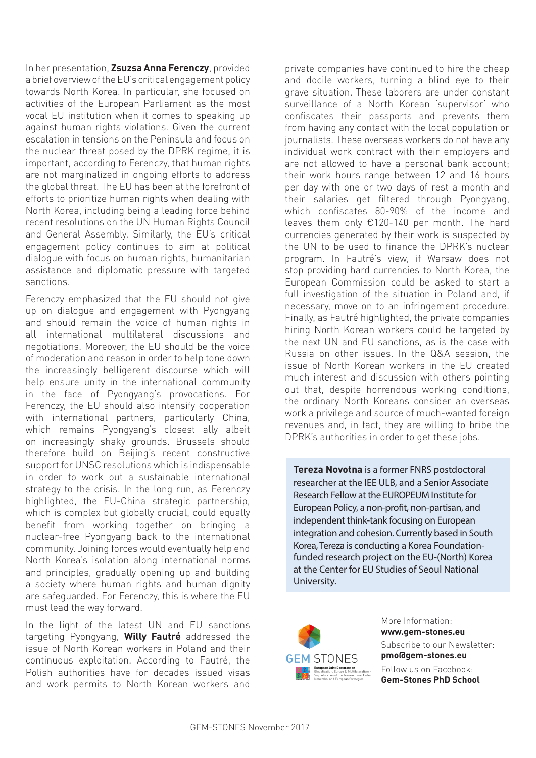In her presentation, **Zsuzsa Anna Ferenczy**, provided a brief overview of the EU's critical engagement policy towards North Korea. In particular, she focused on activities of the European Parliament as the most vocal EU institution when it comes to speaking up against human rights violations. Given the current escalation in tensions on the Peninsula and focus on the nuclear threat posed by the DPRK regime, it is important, according to Ferenczy, that human rights are not marginalized in ongoing efforts to address the global threat. The EU has been at the forefront of efforts to prioritize human rights when dealing with North Korea, including being a leading force behind recent resolutions on the UN Human Rights Council and General Assembly. Similarly, the EU's critical engagement policy continues to aim at political dialogue with focus on human rights, humanitarian assistance and diplomatic pressure with targeted sanctions.

Ferenczy emphasized that the EU should not give up on dialogue and engagement with Pyongyang and should remain the voice of human rights in all international multilateral discussions and negotiations. Moreover, the EU should be the voice of moderation and reason in order to help tone down the increasingly belligerent discourse which will help ensure unity in the international community in the face of Pyongyang's provocations. For Ferenczy, the EU should also intensify cooperation with international partners, particularly China, which remains Pyongyang's closest ally albeit on increasingly shaky grounds. Brussels should therefore build on Beijing's recent constructive support for UNSC resolutions which is indispensable in order to work out a sustainable international strategy to the crisis. In the long run, as Ferenczy highlighted, the EU-China strategic partnership, which is complex but globally crucial, could equally benefit from working together on bringing a nuclear-free Pyongyang back to the international community. Joining forces would eventually help end North Korea's isolation along international norms and principles, gradually opening up and building a society where human rights and human dignity are safeguarded. For Ferenczy, this is where the EU must lead the way forward.

In the light of the latest UN and EU sanctions targeting Pyongyang, **Willy Fautré** addressed the issue of North Korean workers in Poland and their continuous exploitation. According to Fautré, the Polish authorities have for decades issued visas and work permits to North Korean workers and private companies have continued to hire the cheap and docile workers, turning a blind eye to their grave situation. These laborers are under constant surveillance of a North Korean 'supervisor' who confiscates their passports and prevents them from having any contact with the local population or journalists. These overseas workers do not have any individual work contract with their employers and are not allowed to have a personal bank account; their work hours range between 12 and 16 hours per day with one or two days of rest a month and their salaries get filtered through Pyongyang, which confiscates 80-90% of the income and leaves them only €120-140 per month. The hard currencies generated by their work is suspected by the UN to be used to finance the DPRK's nuclear program. In Fautré's view, if Warsaw does not stop providing hard currencies to North Korea, the European Commission could be asked to start a full investigation of the situation in Poland and, if necessary, move on to an infringement procedure. Finally, as Fautré highlighted, the private companies hiring North Korean workers could be targeted by the next UN and EU sanctions, as is the case with Russia on other issues. In the Q&A session, the issue of North Korean workers in the EU created much interest and discussion with others pointing out that, despite horrendous working conditions, the ordinary North Koreans consider an overseas work a privilege and source of much-wanted foreign revenues and, in fact, they are willing to bribe the DPRK's authorities in order to get these jobs.

**Tereza Novotna** is a former FNRS postdoctoral researcher at the IEE ULB, and a Senior Associate Research Fellow at the EUROPEUM Institute for European Policy, a non-profit, non-partisan, and independent think-tank focusing on European integration and cohesion. Currently based in South Korea, Tereza is conducting a Korea Foundation-funded research project on the EU-(North) Korea at the Center for EU Studies of Seoul National University.

GEM STONES

European Joint Doctorate on Globalisation, Europe & Multilateralism - Sophistication of the Transnational Order, Networks, and European Strategies

More Information:
**www.gem-stones.eu**

Subscribe to our Newsletter:
**pmo@gem-stones.eu**

Follow us on Facebook:
**Gem-Stones PhD School**

GEM-STONES November 2017